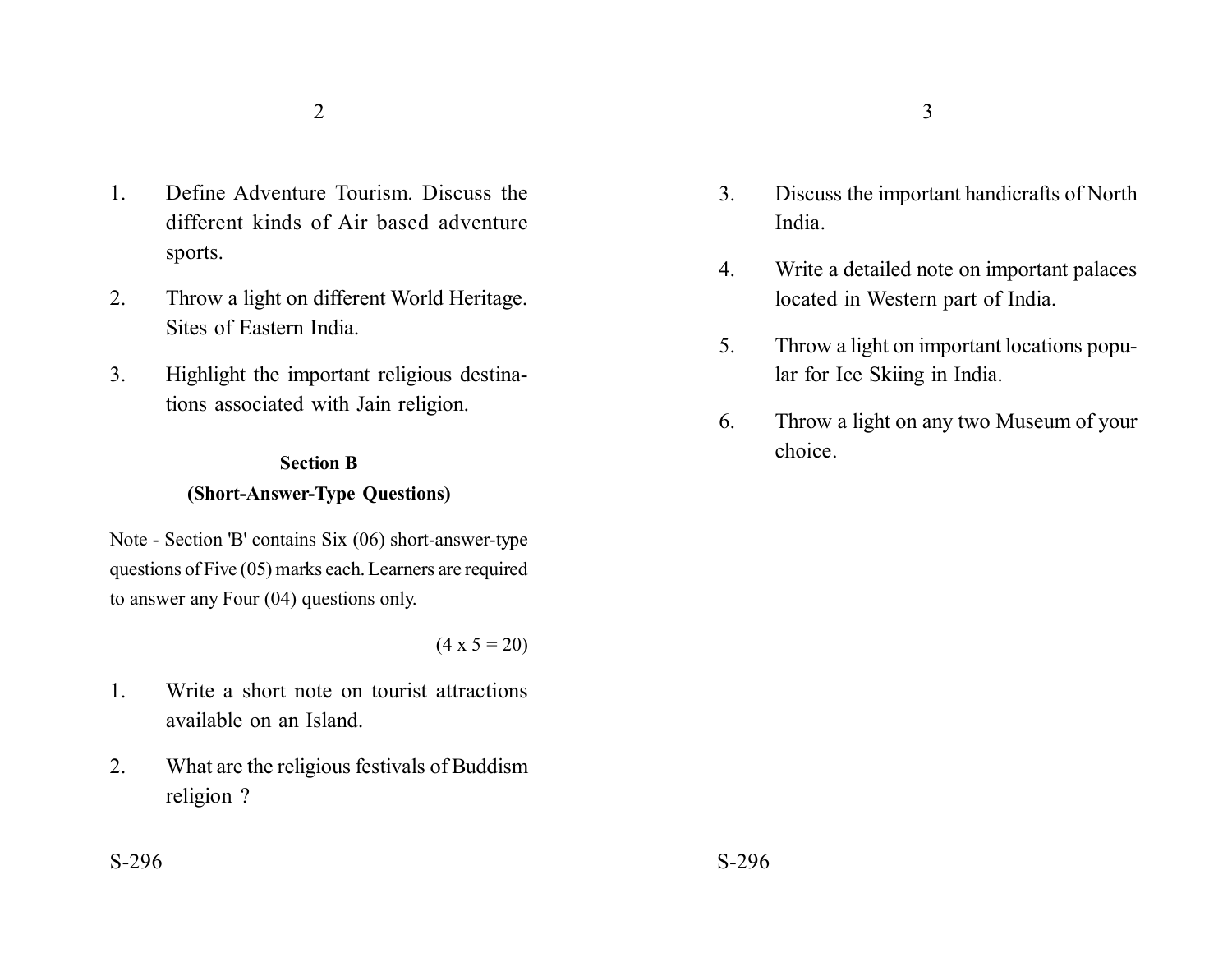1. Define Adventure Tourism. Discuss the different kinds of Air based adventure sports.

2. Throw a light on different World Heritage. Sites of Eastern India.

3. Highlight the important religious destinations associated with Jain religion.

**Section B**

**(Short-Answer-Type Questions)**

Note - Section 'B' contains Six (06) short-answer-type questions of Five (05) marks each. Learners are required to answer any Four (04) questions only.

(4 x 5 = 20)

1. Write a short note on tourist attractions available on an Island.

2. What are the religious festivals of Buddism religion ?

3. Discuss the important handicrafts of North India.

4. Write a detailed note on important palaces located in Western part of India.

5. Throw a light on important locations popular for Ice Skiing in India.

6. Throw a light on any two Museum of your choice.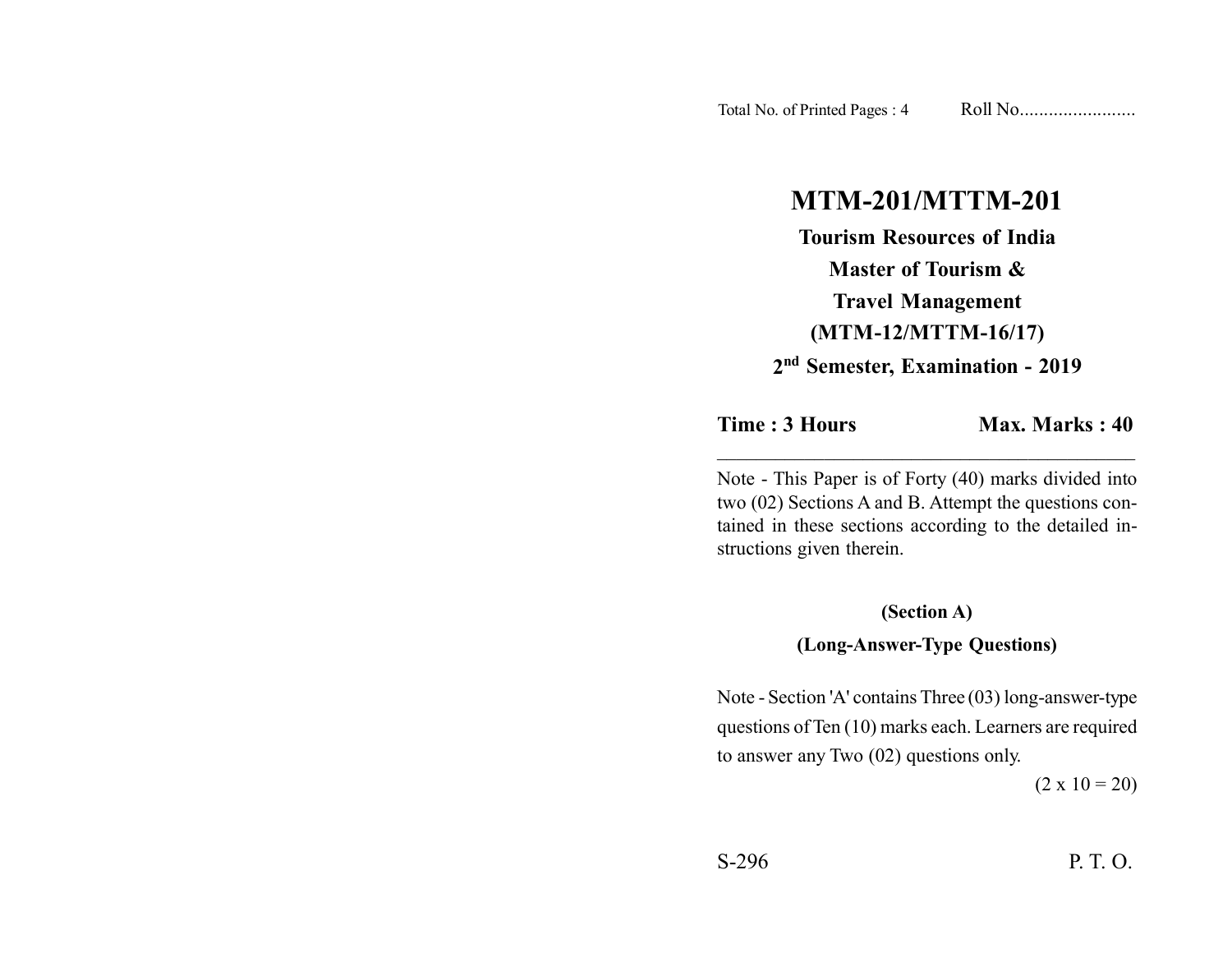Total No. of Printed Pages : 4 Roll No........................

# MTM-201/MTTM-201

## Tourism Resources of India

## Master of Tourism & Travel Management

## (MTM-12/MTTM-16/17)

## 2nd Semester, Examination - 2019

**Time : 3 Hours** **Max. Marks : 40**

---

Note - This Paper is of Forty (40) marks divided into two (02) Sections A and B. Attempt the questions contained in these sections according to the detailed instructions given therein.

### (Section A)

### (Long-Answer-Type Questions)

Note - Section 'A' contains Three (03) long-answer-type questions of Ten (10) marks each. Learners are required to answer any Two (02) questions only.

(2 x 10 = 20)

S-296 P. T. O.